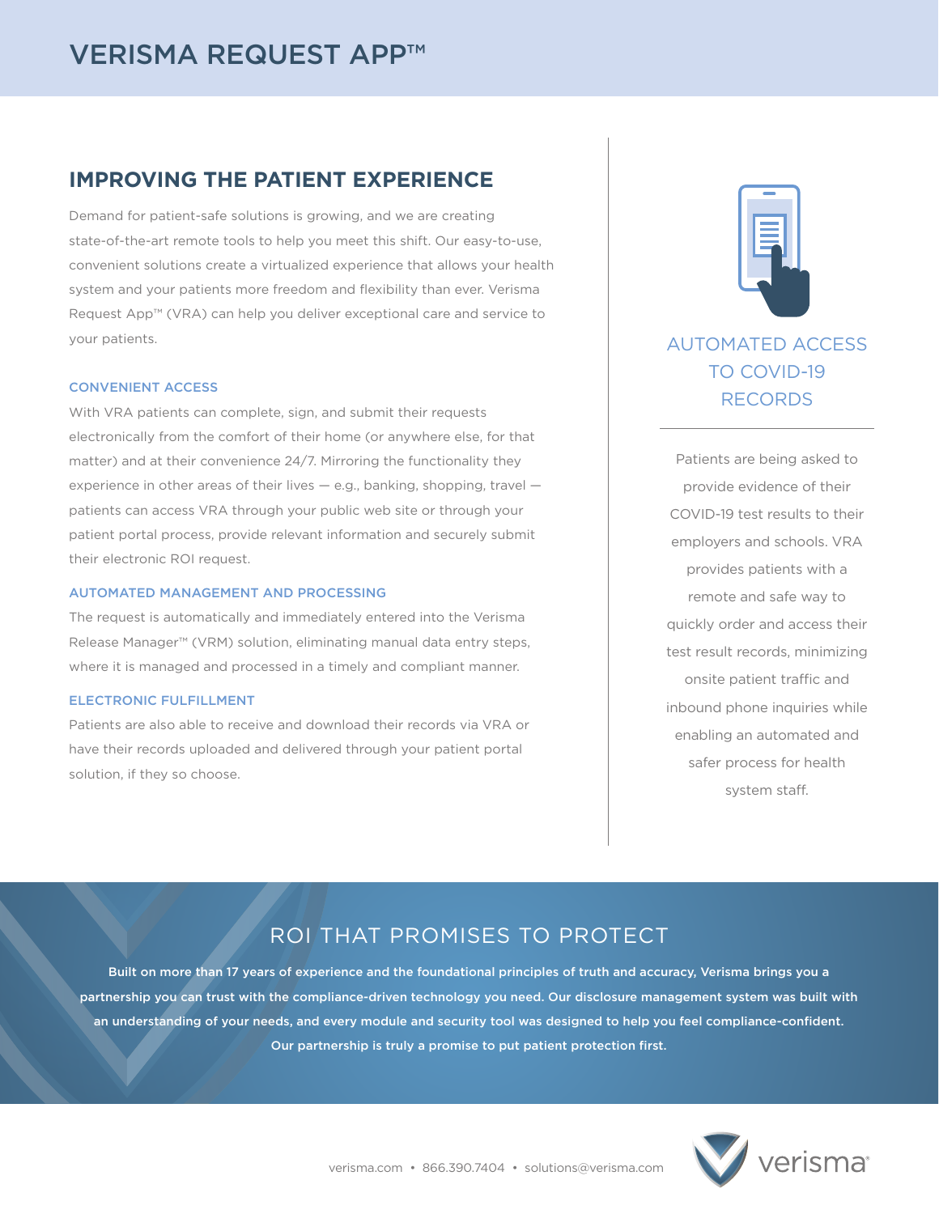# VERISMA REQUEST APP™

## IMPROVING THE PATIENT EXPERIENCE

Demand for patient-safe solutions is growing, and we are creating state-of-the-art remote tools to help you meet this shift. Our easy-to-use, convenient solutions create a virtualized experience that allows your health system and your patients more freedom and flexibility than ever. Verisma Request App™ (VRA) can help you deliver exceptional care and service to your patients.

### CONVENIENT ACCESS

With VRA patients can complete, sign, and submit their requests electronically from the comfort of their home (or anywhere else, for that matter) and at their convenience 24/7. Mirroring the functionality they experience in other areas of their lives — e.g., banking, shopping, travel — patients can access VRA through your public web site or through your patient portal process, provide relevant information and securely submit their electronic ROI request.

### AUTOMATED MANAGEMENT AND PROCESSING

The request is automatically and immediately entered into the Verisma Release Manager™ (VRM) solution, eliminating manual data entry steps, where it is managed and processed in a timely and compliant manner.

### ELECTRONIC FULFILLMENT

Patients are also able to receive and download their records via VRA or have their records uploaded and delivered through your patient portal solution, if they so choose.

## AUTOMATED ACCESS TO COVID-19 RECORDS

Patients are being asked to provide evidence of their COVID-19 test results to their employers and schools. VRA provides patients with a remote and safe way to quickly order and access their test result records, minimizing onsite patient traffic and inbound phone inquiries while enabling an automated and safer process for health system staff.

## ROI THAT PROMISES TO PROTECT

**Built on more than 17 years of experience and the foundational principles of truth and accuracy, Verisma brings you a partnership you can trust with the compliance-driven technology you need. Our disclosure management system was built with an understanding of your needs, and every module and security tool was designed to help you feel compliance-confident. Our partnership is truly a promise to put patient protection first.**

verisma.com • 866.390.7404 • solutions@verisma.com

verisma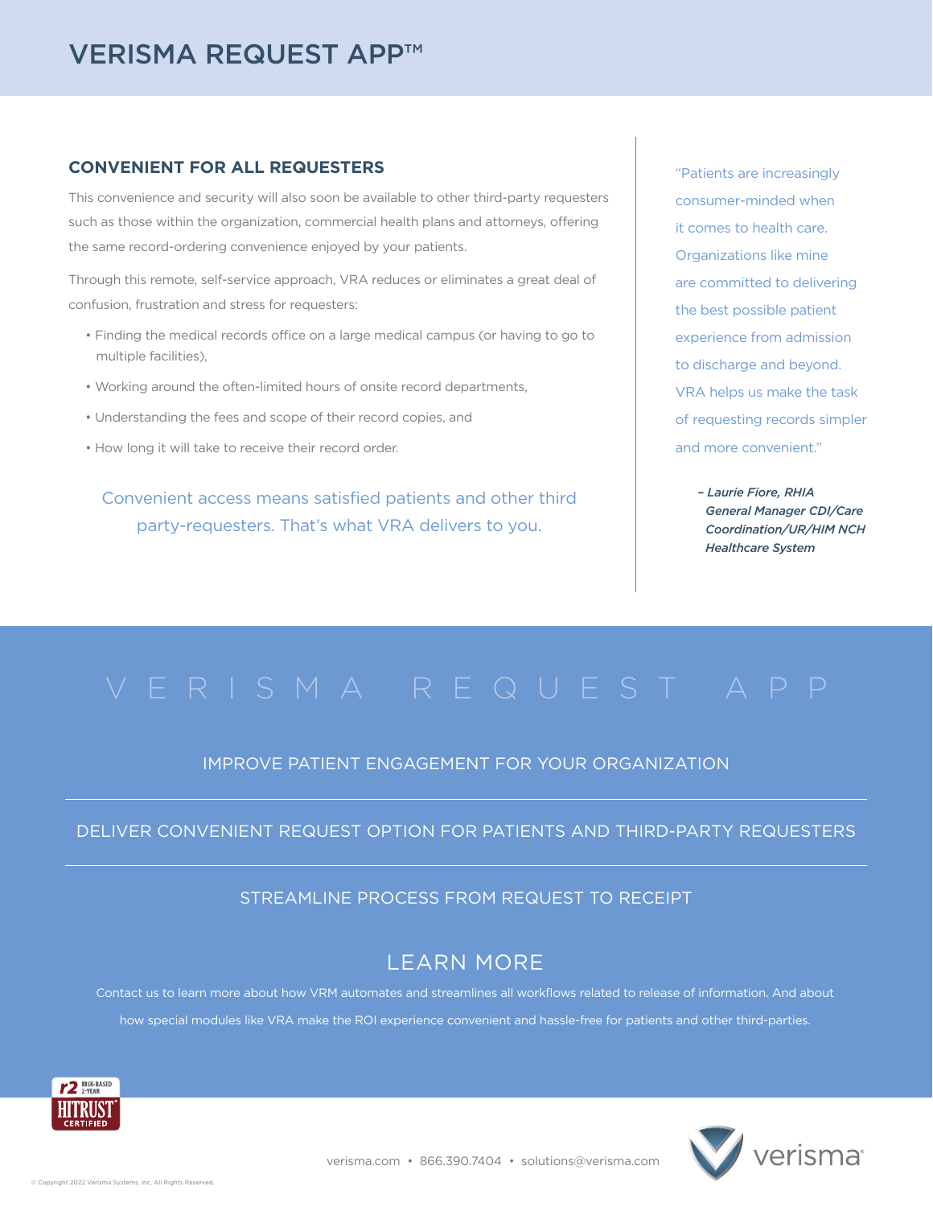# VERISMA REQUEST APP™

## CONVENIENT FOR ALL REQUESTERS

This convenience and security will also soon be available to other third-party requesters such as those within the organization, commercial health plans and attorneys, offering the same record-ordering convenience enjoyed by your patients.

Through this remote, self-service approach, VRA reduces or eliminates a great deal of confusion, frustration and stress for requesters:

- Finding the medical records office on a large medical campus (or having to go to multiple facilities),
- Working around the often-limited hours of onsite record departments,
- Understanding the fees and scope of their record copies, and
- How long it will take to receive their record order.

Convenient access means satisfied patients and other third party-requesters. That's what VRA delivers to you.

"Patients are increasingly consumer-minded when it comes to health care. Organizations like mine are committed to delivering the best possible patient experience from admission to discharge and beyond. VRA helps us make the task of requesting records simpler and more convenient."

*– Laurie Fiore, RHIA*
*General Manager CDI/Care Coordination/UR/HIM NCH Healthcare System*

## VERISMA REQUEST APP

IMPROVE PATIENT ENGAGEMENT FOR YOUR ORGANIZATION

DELIVER CONVENIENT REQUEST OPTION FOR PATIENTS AND THIRD-PARTY REQUESTERS

STREAMLINE PROCESS FROM REQUEST TO RECEIPT

## LEARN MORE

Contact us to learn more about how VRM automates and streamlines all workflows related to release of information. And about how special modules like VRA make the ROI experience convenient and hassle-free for patients and other third-parties.

r2 RISK-BASED 2-YEAR HITRUST CERTIFIED

verisma.com • 866.390.7404 • solutions@verisma.com

verisma

© Copyright 2022 Verisma Systems, Inc. All Rights Reserved.